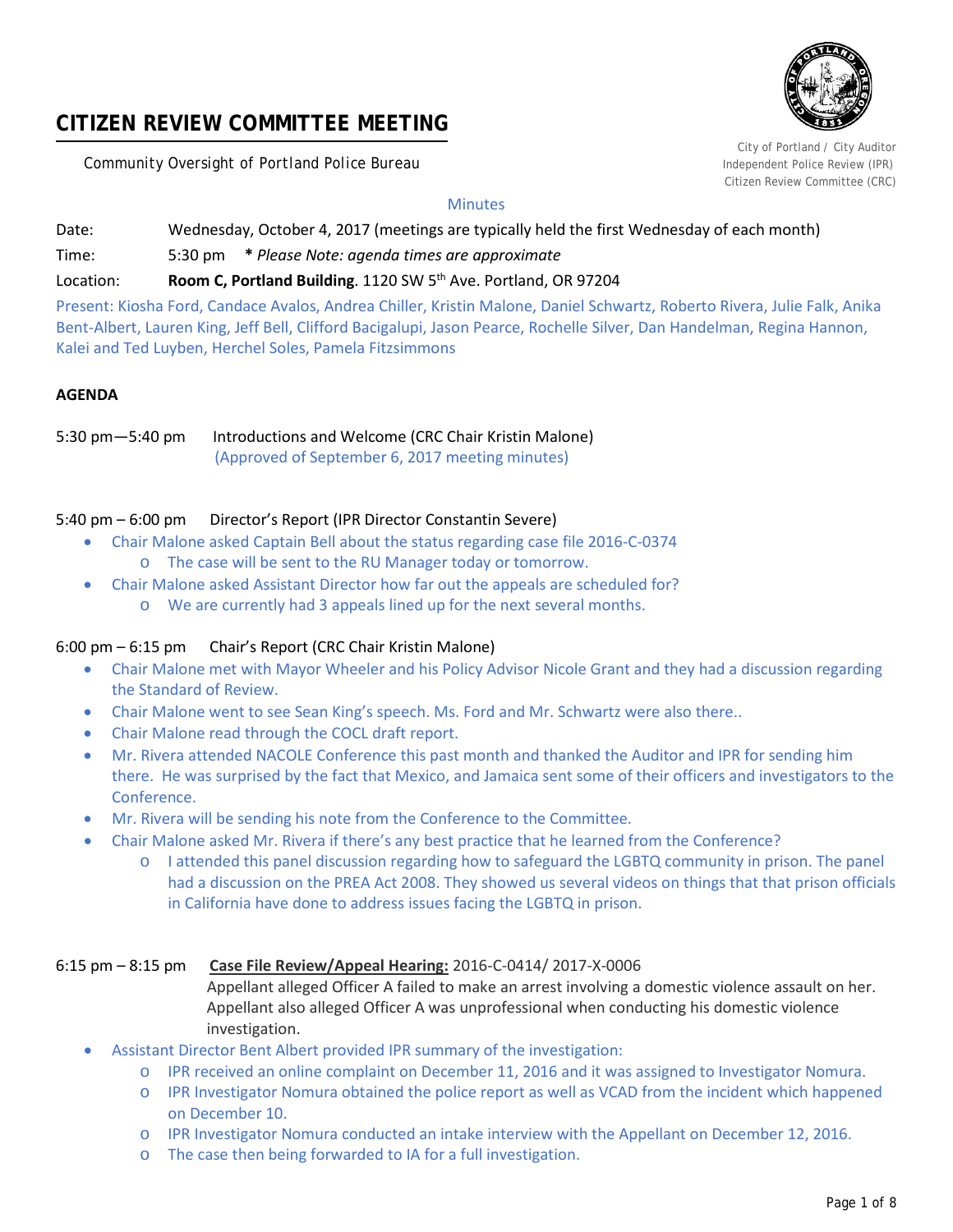# CITIZEN REVIEW COMMITTEE MEETING

Community Oversight of Portland Police Bureau

City of Portland / City Auditor
Independent Police Review (IPR)
Citizen Review Committee (CRC)

Minutes

Date: Wednesday, October 4, 2017 (meetings are typically held the first Wednesday of each month)

Time: 5:30 pm **\*** *Please Note: agenda times are approximate*

Location: **Room C, Portland Building**. 1120 SW 5th Ave. Portland, OR 97204

Present: Kiosha Ford, Candace Avalos, Andrea Chiller, Kristin Malone, Daniel Schwartz, Roberto Rivera, Julie Falk, Anika Bent-Albert, Lauren King, Jeff Bell, Clifford Bacigalupi, Jason Pearce, Rochelle Silver, Dan Handelman, Regina Hannon, Kalei and Ted Luyben, Herchel Soles, Pamela Fitzsimmons

**AGENDA**

5:30 pm—5:40 pm Introductions and Welcome (CRC Chair Kristin Malone)
(Approved of September 6, 2017 meeting minutes)

5:40 pm – 6:00 pm Director's Report (IPR Director Constantin Severe)

- Chair Malone asked Captain Bell about the status regarding case file 2016-C-0374
  - The case will be sent to the RU Manager today or tomorrow.
- Chair Malone asked Assistant Director how far out the appeals are scheduled for?
  - We are currently had 3 appeals lined up for the next several months.

6:00 pm – 6:15 pm Chair's Report (CRC Chair Kristin Malone)

- Chair Malone met with Mayor Wheeler and his Policy Advisor Nicole Grant and they had a discussion regarding the Standard of Review.
- Chair Malone went to see Sean King's speech. Ms. Ford and Mr. Schwartz were also there..
- Chair Malone read through the COCL draft report.
- Mr. Rivera attended NACOLE Conference this past month and thanked the Auditor and IPR for sending him there. He was surprised by the fact that Mexico, and Jamaica sent some of their officers and investigators to the Conference.
- Mr. Rivera will be sending his note from the Conference to the Committee.
- Chair Malone asked Mr. Rivera if there's any best practice that he learned from the Conference?
  - I attended this panel discussion regarding how to safeguard the LGBTQ community in prison. The panel had a discussion on the PREA Act 2008. They showed us several videos on things that that prison officials in California have done to address issues facing the LGBTQ in prison.

6:15 pm – 8:15 pm **Case File Review/Appeal Hearing:** 2016-C-0414/ 2017-X-0006
Appellant alleged Officer A failed to make an arrest involving a domestic violence assault on her. Appellant also alleged Officer A was unprofessional when conducting his domestic violence investigation.

- Assistant Director Bent Albert provided IPR summary of the investigation:
  - IPR received an online complaint on December 11, 2016 and it was assigned to Investigator Nomura.
  - IPR Investigator Nomura obtained the police report as well as VCAD from the incident which happened on December 10.
  - IPR Investigator Nomura conducted an intake interview with the Appellant on December 12, 2016.
  - The case then being forwarded to IA for a full investigation.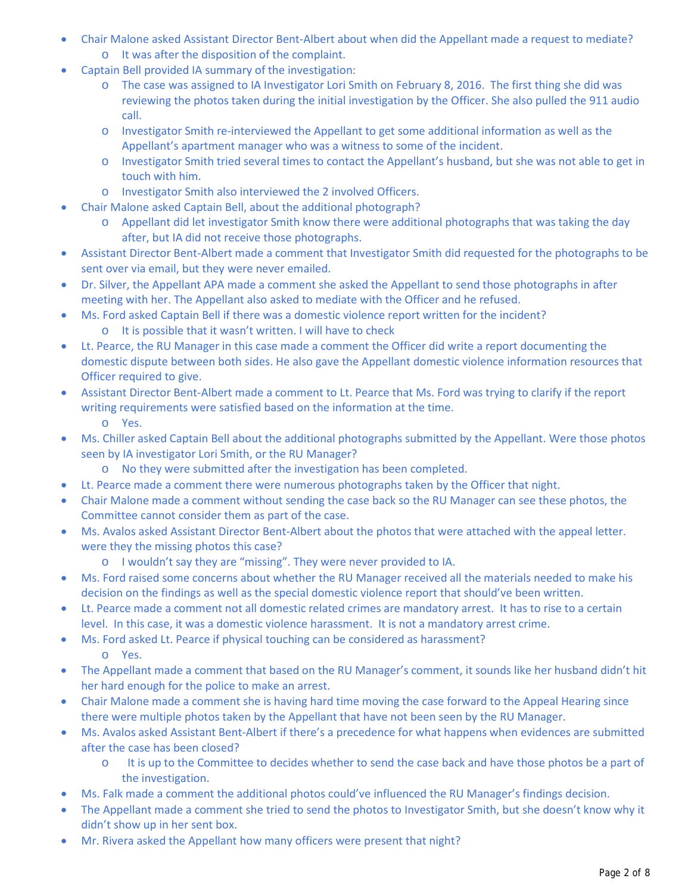- Chair Malone asked Assistant Director Bent-Albert about when did the Appellant made a request to mediate?
  - It was after the disposition of the complaint.
- Captain Bell provided IA summary of the investigation:
  - The case was assigned to IA Investigator Lori Smith on February 8, 2016. The first thing she did was reviewing the photos taken during the initial investigation by the Officer. She also pulled the 911 audio call.
  - Investigator Smith re-interviewed the Appellant to get some additional information as well as the Appellant's apartment manager who was a witness to some of the incident.
  - Investigator Smith tried several times to contact the Appellant's husband, but she was not able to get in touch with him.
  - Investigator Smith also interviewed the 2 involved Officers.
- Chair Malone asked Captain Bell, about the additional photograph?
  - Appellant did let investigator Smith know there were additional photographs that was taking the day after, but IA did not receive those photographs.
- Assistant Director Bent-Albert made a comment that Investigator Smith did requested for the photographs to be sent over via email, but they were never emailed.
- Dr. Silver, the Appellant APA made a comment she asked the Appellant to send those photographs in after meeting with her. The Appellant also asked to mediate with the Officer and he refused.
- Ms. Ford asked Captain Bell if there was a domestic violence report written for the incident?
  - It is possible that it wasn't written. I will have to check
- Lt. Pearce, the RU Manager in this case made a comment the Officer did write a report documenting the domestic dispute between both sides. He also gave the Appellant domestic violence information resources that Officer required to give.
- Assistant Director Bent-Albert made a comment to Lt. Pearce that Ms. Ford was trying to clarify if the report writing requirements were satisfied based on the information at the time.
  - Yes.
- Ms. Chiller asked Captain Bell about the additional photographs submitted by the Appellant. Were those photos seen by IA investigator Lori Smith, or the RU Manager?
  - No they were submitted after the investigation has been completed.
- Lt. Pearce made a comment there were numerous photographs taken by the Officer that night.
- Chair Malone made a comment without sending the case back so the RU Manager can see these photos, the Committee cannot consider them as part of the case.
- Ms. Avalos asked Assistant Director Bent-Albert about the photos that were attached with the appeal letter. were they the missing photos this case?
  - I wouldn't say they are "missing". They were never provided to IA.
- Ms. Ford raised some concerns about whether the RU Manager received all the materials needed to make his decision on the findings as well as the special domestic violence report that should've been written.
- Lt. Pearce made a comment not all domestic related crimes are mandatory arrest. It has to rise to a certain level. In this case, it was a domestic violence harassment. It is not a mandatory arrest crime.
- Ms. Ford asked Lt. Pearce if physical touching can be considered as harassment?
  - Yes.
- The Appellant made a comment that based on the RU Manager's comment, it sounds like her husband didn't hit her hard enough for the police to make an arrest.
- Chair Malone made a comment she is having hard time moving the case forward to the Appeal Hearing since there were multiple photos taken by the Appellant that have not been seen by the RU Manager.
- Ms. Avalos asked Assistant Bent-Albert if there's a precedence for what happens when evidences are submitted after the case has been closed?
  - It is up to the Committee to decides whether to send the case back and have those photos be a part of the investigation.
- Ms. Falk made a comment the additional photos could've influenced the RU Manager's findings decision.
- The Appellant made a comment she tried to send the photos to Investigator Smith, but she doesn't know why it didn't show up in her sent box.
- Mr. Rivera asked the Appellant how many officers were present that night?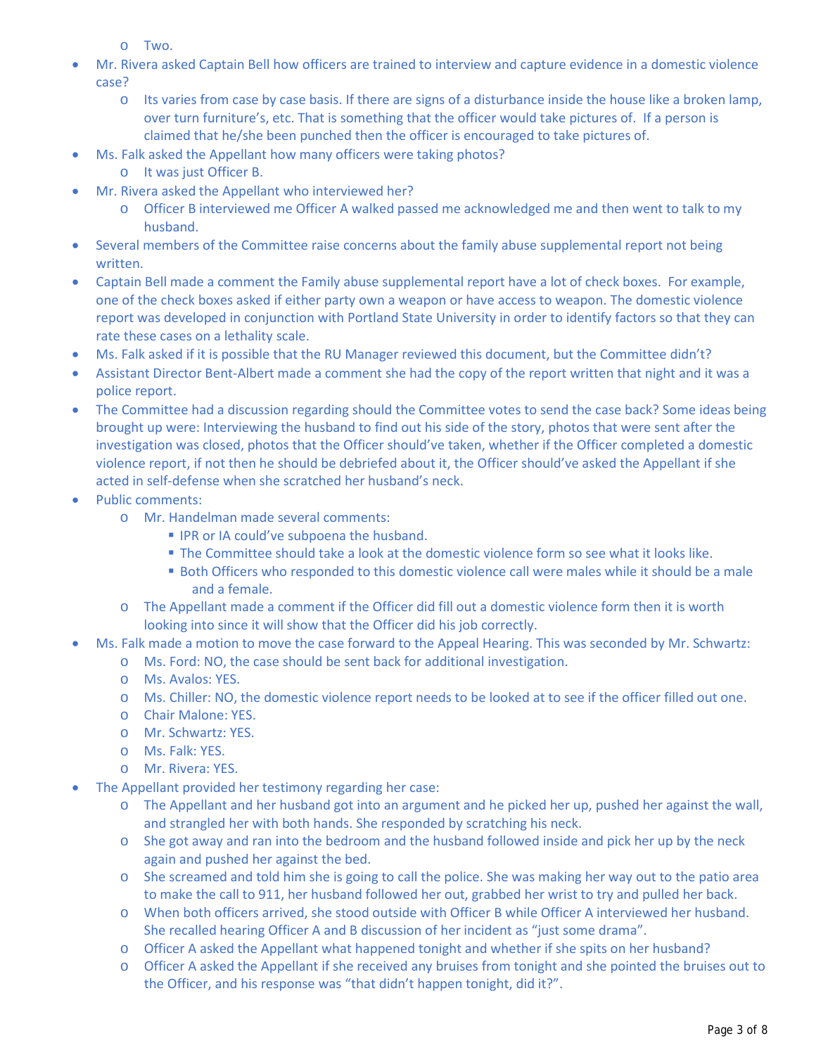- Two.
- Mr. Rivera asked Captain Bell how officers are trained to interview and capture evidence in a domestic violence case?
  - Its varies from case by case basis. If there are signs of a disturbance inside the house like a broken lamp, over turn furniture's, etc. That is something that the officer would take pictures of. If a person is claimed that he/she been punched then the officer is encouraged to take pictures of.
- Ms. Falk asked the Appellant how many officers were taking photos?
  - It was just Officer B.
- Mr. Rivera asked the Appellant who interviewed her?
  - Officer B interviewed me Officer A walked passed me acknowledged me and then went to talk to my husband.
- Several members of the Committee raise concerns about the family abuse supplemental report not being written.
- Captain Bell made a comment the Family abuse supplemental report have a lot of check boxes. For example, one of the check boxes asked if either party own a weapon or have access to weapon. The domestic violence report was developed in conjunction with Portland State University in order to identify factors so that they can rate these cases on a lethality scale.
- Ms. Falk asked if it is possible that the RU Manager reviewed this document, but the Committee didn't?
- Assistant Director Bent-Albert made a comment she had the copy of the report written that night and it was a police report.
- The Committee had a discussion regarding should the Committee votes to send the case back? Some ideas being brought up were: Interviewing the husband to find out his side of the story, photos that were sent after the investigation was closed, photos that the Officer should've taken, whether if the Officer completed a domestic violence report, if not then he should be debriefed about it, the Officer should've asked the Appellant if she acted in self-defense when she scratched her husband's neck.
- Public comments:
  - Mr. Handelman made several comments:
    - IPR or IA could've subpoena the husband.
    - The Committee should take a look at the domestic violence form so see what it looks like.
    - Both Officers who responded to this domestic violence call were males while it should be a male and a female.
  - The Appellant made a comment if the Officer did fill out a domestic violence form then it is worth looking into since it will show that the Officer did his job correctly.
- Ms. Falk made a motion to move the case forward to the Appeal Hearing. This was seconded by Mr. Schwartz:
  - Ms. Ford: NO, the case should be sent back for additional investigation.
  - Ms. Avalos: YES.
  - Ms. Chiller: NO, the domestic violence report needs to be looked at to see if the officer filled out one.
  - Chair Malone: YES.
  - Mr. Schwartz: YES.
  - Ms. Falk: YES.
  - Mr. Rivera: YES.
- The Appellant provided her testimony regarding her case:
  - The Appellant and her husband got into an argument and he picked her up, pushed her against the wall, and strangled her with both hands. She responded by scratching his neck.
  - She got away and ran into the bedroom and the husband followed inside and pick her up by the neck again and pushed her against the bed.
  - She screamed and told him she is going to call the police. She was making her way out to the patio area to make the call to 911, her husband followed her out, grabbed her wrist to try and pulled her back.
  - When both officers arrived, she stood outside with Officer B while Officer A interviewed her husband. She recalled hearing Officer A and B discussion of her incident as "just some drama".
  - Officer A asked the Appellant what happened tonight and whether if she spits on her husband?
  - Officer A asked the Appellant if she received any bruises from tonight and she pointed the bruises out to the Officer, and his response was "that didn't happen tonight, did it?".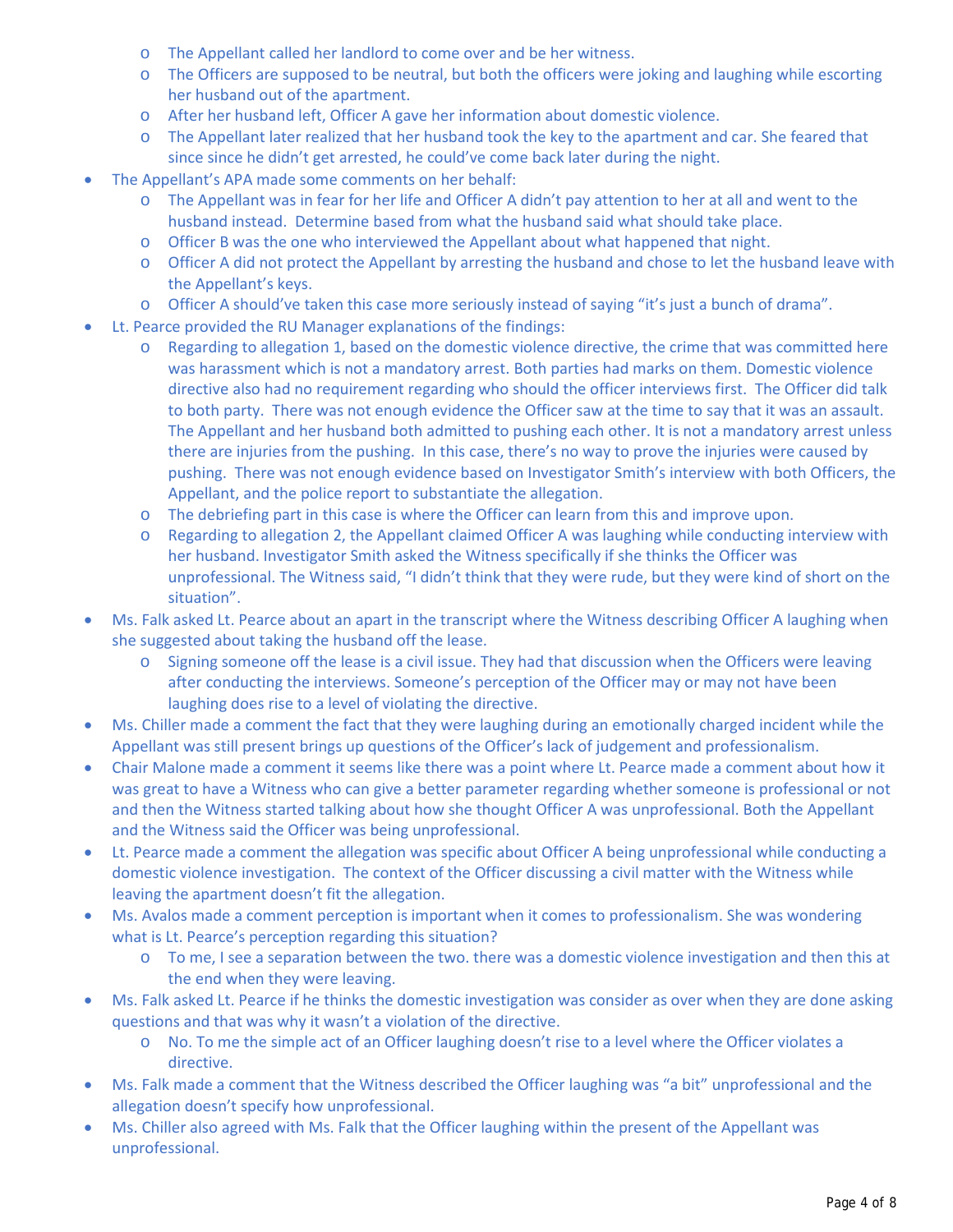- The Appellant called her landlord to come over and be her witness.
  - The Officers are supposed to be neutral, but both the officers were joking and laughing while escorting her husband out of the apartment.
  - After her husband left, Officer A gave her information about domestic violence.
  - The Appellant later realized that her husband took the key to the apartment and car. She feared that since since he didn't get arrested, he could've come back later during the night.
- The Appellant's APA made some comments on her behalf:
  - The Appellant was in fear for her life and Officer A didn't pay attention to her at all and went to the husband instead. Determine based from what the husband said what should take place.
  - Officer B was the one who interviewed the Appellant about what happened that night.
  - Officer A did not protect the Appellant by arresting the husband and chose to let the husband leave with the Appellant's keys.
  - Officer A should've taken this case more seriously instead of saying "it's just a bunch of drama".
- Lt. Pearce provided the RU Manager explanations of the findings:
  - Regarding to allegation 1, based on the domestic violence directive, the crime that was committed here was harassment which is not a mandatory arrest. Both parties had marks on them. Domestic violence directive also had no requirement regarding who should the officer interviews first. The Officer did talk to both party. There was not enough evidence the Officer saw at the time to say that it was an assault. The Appellant and her husband both admitted to pushing each other. It is not a mandatory arrest unless there are injuries from the pushing. In this case, there's no way to prove the injuries were caused by pushing. There was not enough evidence based on Investigator Smith's interview with both Officers, the Appellant, and the police report to substantiate the allegation.
  - The debriefing part in this case is where the Officer can learn from this and improve upon.
  - Regarding to allegation 2, the Appellant claimed Officer A was laughing while conducting interview with her husband. Investigator Smith asked the Witness specifically if she thinks the Officer was unprofessional. The Witness said, "I didn't think that they were rude, but they were kind of short on the situation".
- Ms. Falk asked Lt. Pearce about an apart in the transcript where the Witness describing Officer A laughing when she suggested about taking the husband off the lease.
  - Signing someone off the lease is a civil issue. They had that discussion when the Officers were leaving after conducting the interviews. Someone's perception of the Officer may or may not have been laughing does rise to a level of violating the directive.
- Ms. Chiller made a comment the fact that they were laughing during an emotionally charged incident while the Appellant was still present brings up questions of the Officer's lack of judgement and professionalism.
- Chair Malone made a comment it seems like there was a point where Lt. Pearce made a comment about how it was great to have a Witness who can give a better parameter regarding whether someone is professional or not and then the Witness started talking about how she thought Officer A was unprofessional. Both the Appellant and the Witness said the Officer was being unprofessional.
- Lt. Pearce made a comment the allegation was specific about Officer A being unprofessional while conducting a domestic violence investigation. The context of the Officer discussing a civil matter with the Witness while leaving the apartment doesn't fit the allegation.
- Ms. Avalos made a comment perception is important when it comes to professionalism. She was wondering what is Lt. Pearce's perception regarding this situation?
  - To me, I see a separation between the two. there was a domestic violence investigation and then this at the end when they were leaving.
- Ms. Falk asked Lt. Pearce if he thinks the domestic investigation was consider as over when they are done asking questions and that was why it wasn't a violation of the directive.
  - No. To me the simple act of an Officer laughing doesn't rise to a level where the Officer violates a directive.
- Ms. Falk made a comment that the Witness described the Officer laughing was "a bit" unprofessional and the allegation doesn't specify how unprofessional.
- Ms. Chiller also agreed with Ms. Falk that the Officer laughing within the present of the Appellant was unprofessional.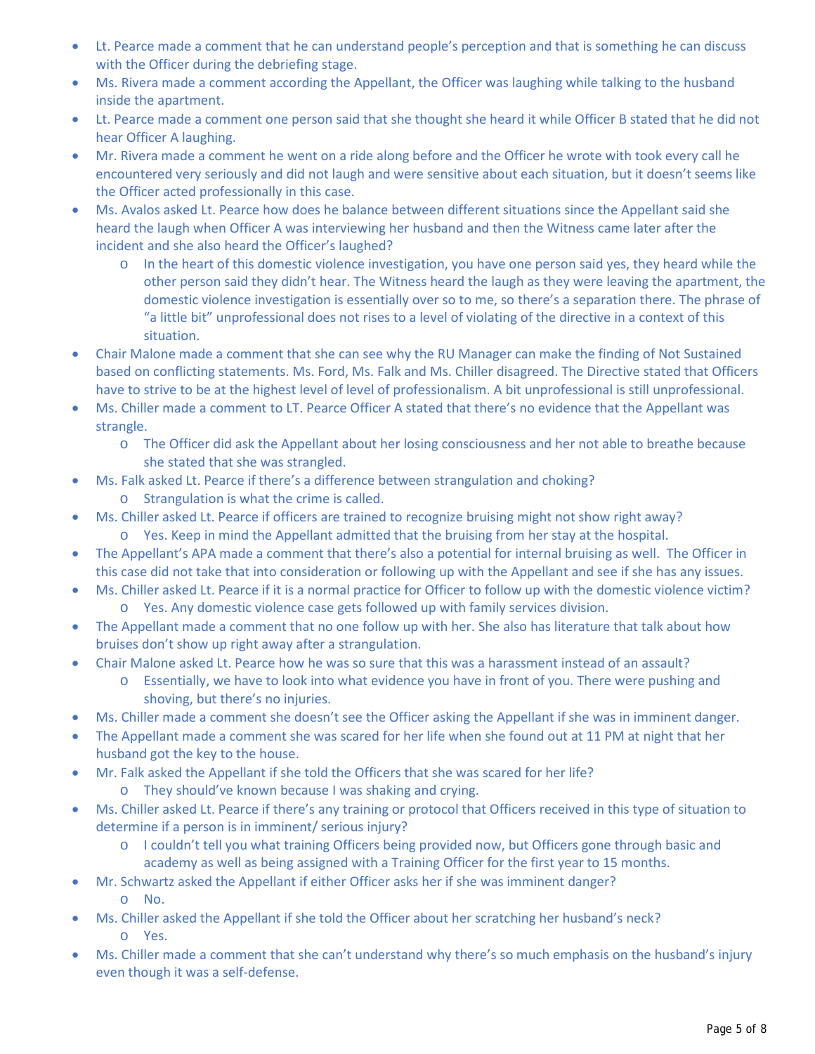- Lt. Pearce made a comment that he can understand people's perception and that is something he can discuss with the Officer during the debriefing stage.
- Ms. Rivera made a comment according the Appellant, the Officer was laughing while talking to the husband inside the apartment.
- Lt. Pearce made a comment one person said that she thought she heard it while Officer B stated that he did not hear Officer A laughing.
- Mr. Rivera made a comment he went on a ride along before and the Officer he wrote with took every call he encountered very seriously and did not laugh and were sensitive about each situation, but it doesn't seems like the Officer acted professionally in this case.
- Ms. Avalos asked Lt. Pearce how does he balance between different situations since the Appellant said she heard the laugh when Officer A was interviewing her husband and then the Witness came later after the incident and she also heard the Officer's laughed?
  - In the heart of this domestic violence investigation, you have one person said yes, they heard while the other person said they didn't hear. The Witness heard the laugh as they were leaving the apartment, the domestic violence investigation is essentially over so to me, so there's a separation there. The phrase of "a little bit" unprofessional does not rises to a level of violating of the directive in a context of this situation.
- Chair Malone made a comment that she can see why the RU Manager can make the finding of Not Sustained based on conflicting statements. Ms. Ford, Ms. Falk and Ms. Chiller disagreed. The Directive stated that Officers have to strive to be at the highest level of level of professionalism. A bit unprofessional is still unprofessional.
- Ms. Chiller made a comment to LT. Pearce Officer A stated that there's no evidence that the Appellant was strangle.
  - The Officer did ask the Appellant about her losing consciousness and her not able to breathe because she stated that she was strangled.
- Ms. Falk asked Lt. Pearce if there's a difference between strangulation and choking?
  - Strangulation is what the crime is called.
- Ms. Chiller asked Lt. Pearce if officers are trained to recognize bruising might not show right away?
  - Yes. Keep in mind the Appellant admitted that the bruising from her stay at the hospital.
- The Appellant's APA made a comment that there's also a potential for internal bruising as well. The Officer in this case did not take that into consideration or following up with the Appellant and see if she has any issues.
- Ms. Chiller asked Lt. Pearce if it is a normal practice for Officer to follow up with the domestic violence victim?
  - Yes. Any domestic violence case gets followed up with family services division.
- The Appellant made a comment that no one follow up with her. She also has literature that talk about how bruises don't show up right away after a strangulation.
- Chair Malone asked Lt. Pearce how he was so sure that this was a harassment instead of an assault?
  - Essentially, we have to look into what evidence you have in front of you. There were pushing and shoving, but there's no injuries.
- Ms. Chiller made a comment she doesn't see the Officer asking the Appellant if she was in imminent danger.
- The Appellant made a comment she was scared for her life when she found out at 11 PM at night that her husband got the key to the house.
- Mr. Falk asked the Appellant if she told the Officers that she was scared for her life?
  - They should've known because I was shaking and crying.
- Ms. Chiller asked Lt. Pearce if there's any training or protocol that Officers received in this type of situation to determine if a person is in imminent/ serious injury?
  - I couldn't tell you what training Officers being provided now, but Officers gone through basic and academy as well as being assigned with a Training Officer for the first year to 15 months.
- Mr. Schwartz asked the Appellant if either Officer asks her if she was imminent danger?
  - No.
- Ms. Chiller asked the Appellant if she told the Officer about her scratching her husband's neck?
  - Yes.
- Ms. Chiller made a comment that she can't understand why there's so much emphasis on the husband's injury even though it was a self-defense.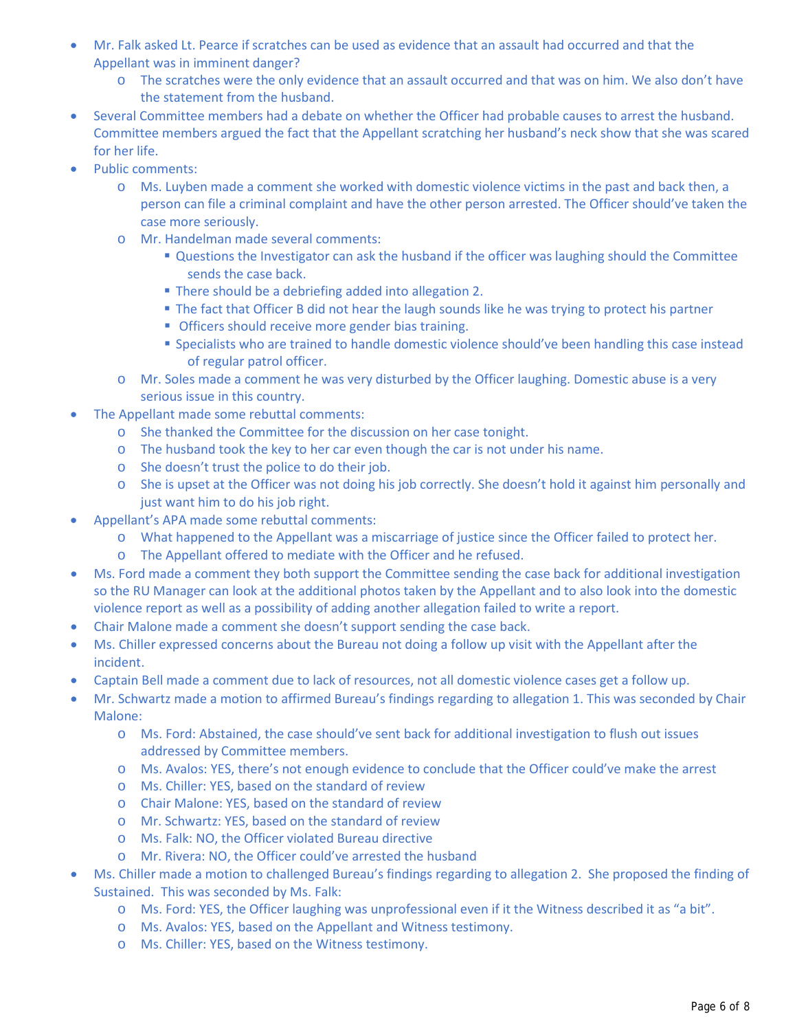- Mr. Falk asked Lt. Pearce if scratches can be used as evidence that an assault had occurred and that the Appellant was in imminent danger?
  - The scratches were the only evidence that an assault occurred and that was on him. We also don't have the statement from the husband.
- Several Committee members had a debate on whether the Officer had probable causes to arrest the husband. Committee members argued the fact that the Appellant scratching her husband's neck show that she was scared for her life.
- Public comments:
  - Ms. Luyben made a comment she worked with domestic violence victims in the past and back then, a person can file a criminal complaint and have the other person arrested. The Officer should've taken the case more seriously.
  - Mr. Handelman made several comments:
    - Questions the Investigator can ask the husband if the officer was laughing should the Committee sends the case back.
    - There should be a debriefing added into allegation 2.
    - The fact that Officer B did not hear the laugh sounds like he was trying to protect his partner
    - Officers should receive more gender bias training.
    - Specialists who are trained to handle domestic violence should've been handling this case instead of regular patrol officer.
  - Mr. Soles made a comment he was very disturbed by the Officer laughing. Domestic abuse is a very serious issue in this country.
- The Appellant made some rebuttal comments:
  - She thanked the Committee for the discussion on her case tonight.
  - The husband took the key to her car even though the car is not under his name.
  - She doesn't trust the police to do their job.
  - She is upset at the Officer was not doing his job correctly. She doesn't hold it against him personally and just want him to do his job right.
- Appellant's APA made some rebuttal comments:
  - What happened to the Appellant was a miscarriage of justice since the Officer failed to protect her.
  - The Appellant offered to mediate with the Officer and he refused.
- Ms. Ford made a comment they both support the Committee sending the case back for additional investigation so the RU Manager can look at the additional photos taken by the Appellant and to also look into the domestic violence report as well as a possibility of adding another allegation failed to write a report.
- Chair Malone made a comment she doesn't support sending the case back.
- Ms. Chiller expressed concerns about the Bureau not doing a follow up visit with the Appellant after the incident.
- Captain Bell made a comment due to lack of resources, not all domestic violence cases get a follow up.
- Mr. Schwartz made a motion to affirmed Bureau's findings regarding to allegation 1. This was seconded by Chair Malone:
  - Ms. Ford: Abstained, the case should've sent back for additional investigation to flush out issues addressed by Committee members.
  - Ms. Avalos: YES, there's not enough evidence to conclude that the Officer could've make the arrest
  - Ms. Chiller: YES, based on the standard of review
  - Chair Malone: YES, based on the standard of review
  - Mr. Schwartz: YES, based on the standard of review
  - Ms. Falk: NO, the Officer violated Bureau directive
  - Mr. Rivera: NO, the Officer could've arrested the husband
- Ms. Chiller made a motion to challenged Bureau's findings regarding to allegation 2. She proposed the finding of Sustained. This was seconded by Ms. Falk:
  - Ms. Ford: YES, the Officer laughing was unprofessional even if it the Witness described it as "a bit".
  - Ms. Avalos: YES, based on the Appellant and Witness testimony.
  - Ms. Chiller: YES, based on the Witness testimony.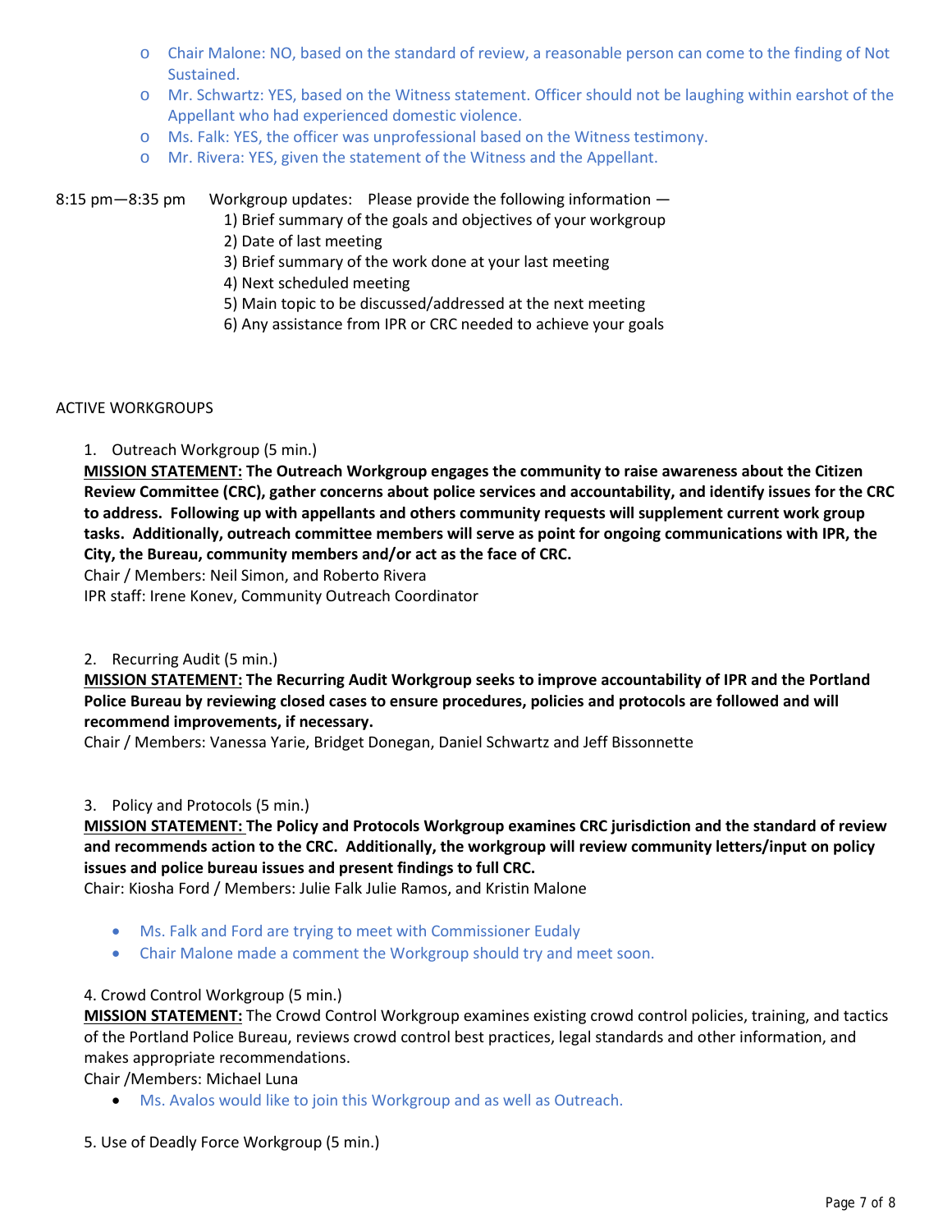- Chair Malone: NO, based on the standard of review, a reasonable person can come to the finding of Not Sustained.
- Mr. Schwartz: YES, based on the Witness statement. Officer should not be laughing within earshot of the Appellant who had experienced domestic violence.
- Ms. Falk: YES, the officer was unprofessional based on the Witness testimony.
- Mr. Rivera: YES, given the statement of the Witness and the Appellant.

8:15 pm—8:35 pm Workgroup updates: Please provide the following information —

1) Brief summary of the goals and objectives of your workgroup
2) Date of last meeting
3) Brief summary of the work done at your last meeting
4) Next scheduled meeting
5) Main topic to be discussed/addressed at the next meeting
6) Any assistance from IPR or CRC needed to achieve your goals

ACTIVE WORKGROUPS

1. Outreach Workgroup (5 min.)

**<u>MISSION STATEMENT:</u> The Outreach Workgroup engages the community to raise awareness about the Citizen Review Committee (CRC), gather concerns about police services and accountability, and identify issues for the CRC to address. Following up with appellants and others community requests will supplement current work group tasks. Additionally, outreach committee members will serve as point for ongoing communications with IPR, the City, the Bureau, community members and/or act as the face of CRC.**

Chair / Members: Neil Simon, and Roberto Rivera

IPR staff: Irene Konev, Community Outreach Coordinator

2. Recurring Audit (5 min.)

**<u>MISSION STATEMENT:</u> The Recurring Audit Workgroup seeks to improve accountability of IPR and the Portland Police Bureau by reviewing closed cases to ensure procedures, policies and protocols are followed and will recommend improvements, if necessary.**

Chair / Members: Vanessa Yarie, Bridget Donegan, Daniel Schwartz and Jeff Bissonnette

3. Policy and Protocols (5 min.)

**<u>MISSION STATEMENT:</u> The Policy and Protocols Workgroup examines CRC jurisdiction and the standard of review and recommends action to the CRC. Additionally, the workgroup will review community letters/input on policy issues and police bureau issues and present findings to full CRC.**

Chair: Kiosha Ford / Members: Julie Falk Julie Ramos, and Kristin Malone

- Ms. Falk and Ford are trying to meet with Commissioner Eudaly
- Chair Malone made a comment the Workgroup should try and meet soon.

4. Crowd Control Workgroup (5 min.)

**<u>MISSION STATEMENT:</u>** The Crowd Control Workgroup examines existing crowd control policies, training, and tactics of the Portland Police Bureau, reviews crowd control best practices, legal standards and other information, and makes appropriate recommendations.

Chair /Members: Michael Luna

- Ms. Avalos would like to join this Workgroup and as well as Outreach.

5. Use of Deadly Force Workgroup (5 min.)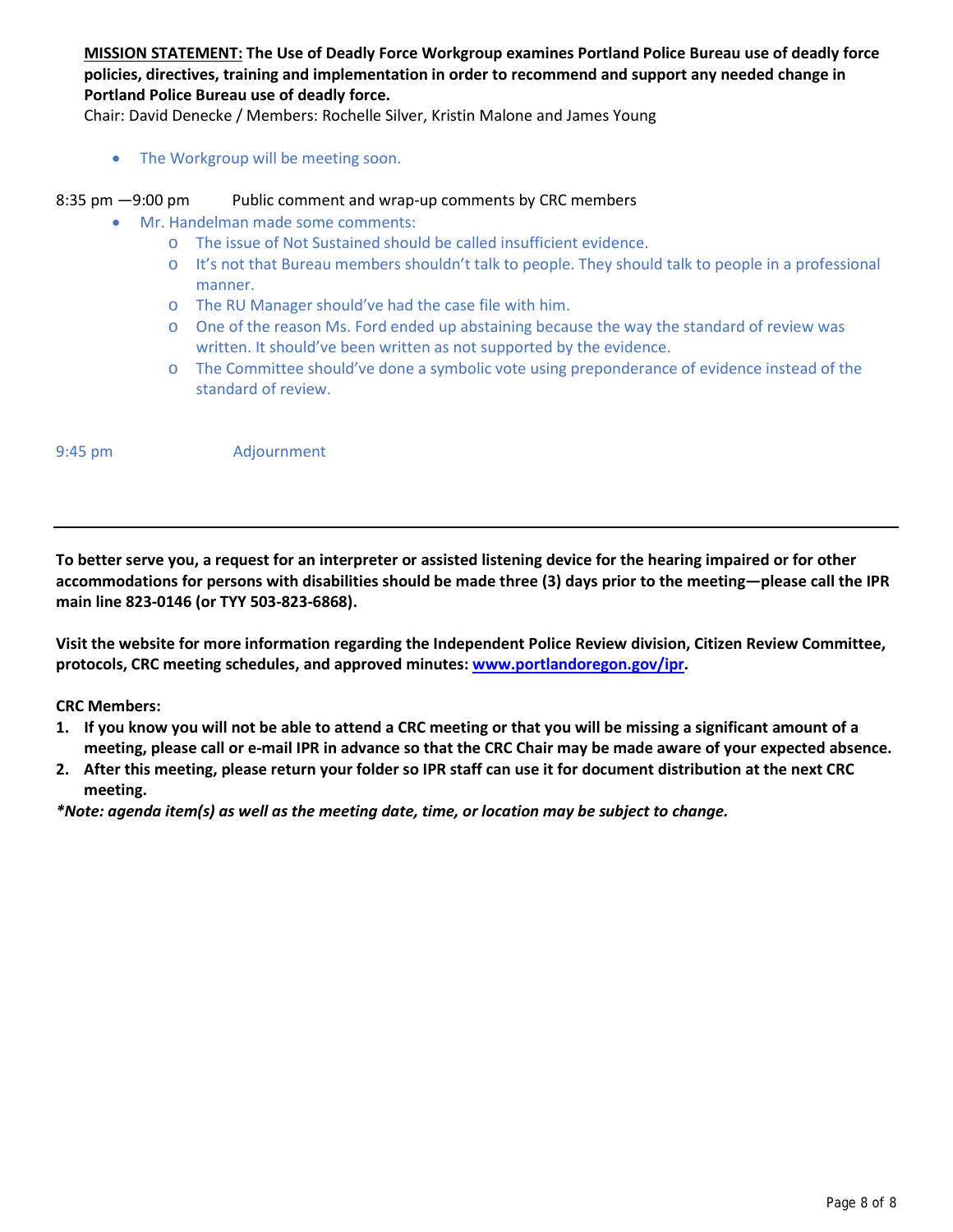**<u>MISSION STATEMENT:</u> The Use of Deadly Force Workgroup examines Portland Police Bureau use of deadly force policies, directives, training and implementation in order to recommend and support any needed change in Portland Police Bureau use of deadly force.**
Chair: David Denecke / Members: Rochelle Silver, Kristin Malone and James Young

- The Workgroup will be meeting soon.

8:35 pm —9:00 pm Public comment and wrap-up comments by CRC members

- Mr. Handelman made some comments:
    - The issue of Not Sustained should be called insufficient evidence.
    - It's not that Bureau members shouldn't talk to people. They should talk to people in a professional manner.
    - The RU Manager should've had the case file with him.
    - One of the reason Ms. Ford ended up abstaining because the way the standard of review was written. It should've been written as not supported by the evidence.
    - The Committee should've done a symbolic vote using preponderance of evidence instead of the standard of review.

9:45 pm Adjournment

---

**To better serve you, a request for an interpreter or assisted listening device for the hearing impaired or for other accommodations for persons with disabilities should be made three (3) days prior to the meeting—please call the IPR main line 823-0146 (or TYY 503-823-6868).**

**Visit the website for more information regarding the Independent Police Review division, Citizen Review Committee, protocols, CRC meeting schedules, and approved minutes: [www.portlandoregon.gov/ipr](http://www.portlandoregon.gov/ipr).**

**CRC Members:**

1. **If you know you will not be able to attend a CRC meeting or that you will be missing a significant amount of a meeting, please call or e-mail IPR in advance so that the CRC Chair may be made aware of your expected absence.**
2. **After this meeting, please return your folder so IPR staff can use it for document distribution at the next CRC meeting.**

***Note: agenda item(s) as well as the meeting date, time, or location may be subject to change.***